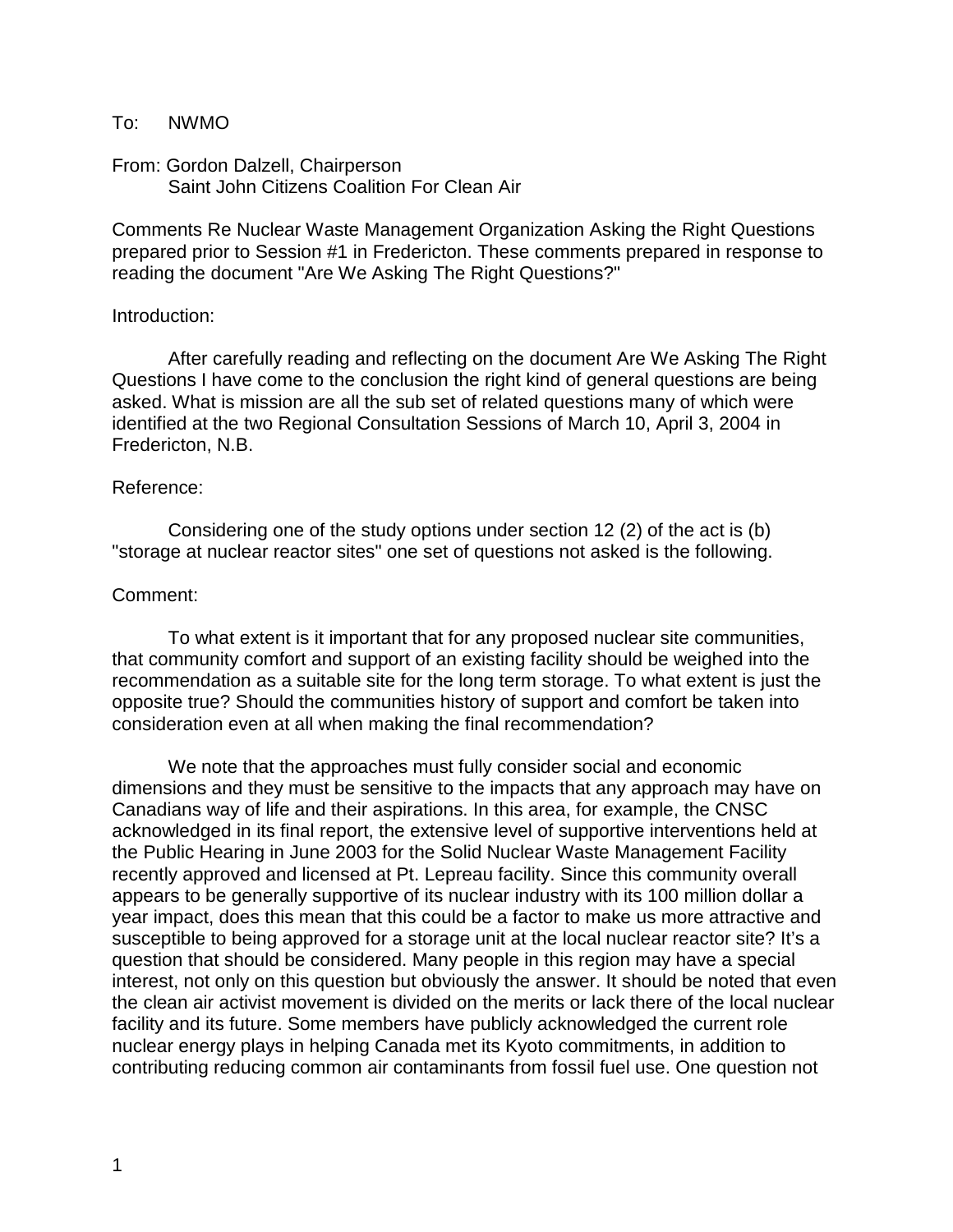To: NWMO

From: Gordon Dalzell, Chairperson
Saint John Citizens Coalition For Clean Air

Comments Re Nuclear Waste Management Organization Asking the Right Questions prepared prior to Session #1 in Fredericton. These comments prepared in response to reading the document "Are We Asking The Right Questions?"

Introduction:

After carefully reading and reflecting on the document Are We Asking The Right Questions I have come to the conclusion the right kind of general questions are being asked. What is mission are all the sub set of related questions many of which were identified at the two Regional Consultation Sessions of March 10, April 3, 2004 in Fredericton, N.B.

Reference:

Considering one of the study options under section 12 (2) of the act is (b) "storage at nuclear reactor sites" one set of questions not asked is the following.

Comment:

To what extent is it important that for any proposed nuclear site communities, that community comfort and support of an existing facility should be weighed into the recommendation as a suitable site for the long term storage. To what extent is just the opposite true? Should the communities history of support and comfort be taken into consideration even at all when making the final recommendation?

We note that the approaches must fully consider social and economic dimensions and they must be sensitive to the impacts that any approach may have on Canadians way of life and their aspirations. In this area, for example, the CNSC acknowledged in its final report, the extensive level of supportive interventions held at the Public Hearing in June 2003 for the Solid Nuclear Waste Management Facility recently approved and licensed at Pt. Lepreau facility. Since this community overall appears to be generally supportive of its nuclear industry with its 100 million dollar a year impact, does this mean that this could be a factor to make us more attractive and susceptible to being approved for a storage unit at the local nuclear reactor site? It's a question that should be considered. Many people in this region may have a special interest, not only on this question but obviously the answer. It should be noted that even the clean air activist movement is divided on the merits or lack there of the local nuclear facility and its future. Some members have publicly acknowledged the current role nuclear energy plays in helping Canada met its Kyoto commitments, in addition to contributing reducing common air contaminants from fossil fuel use. One question not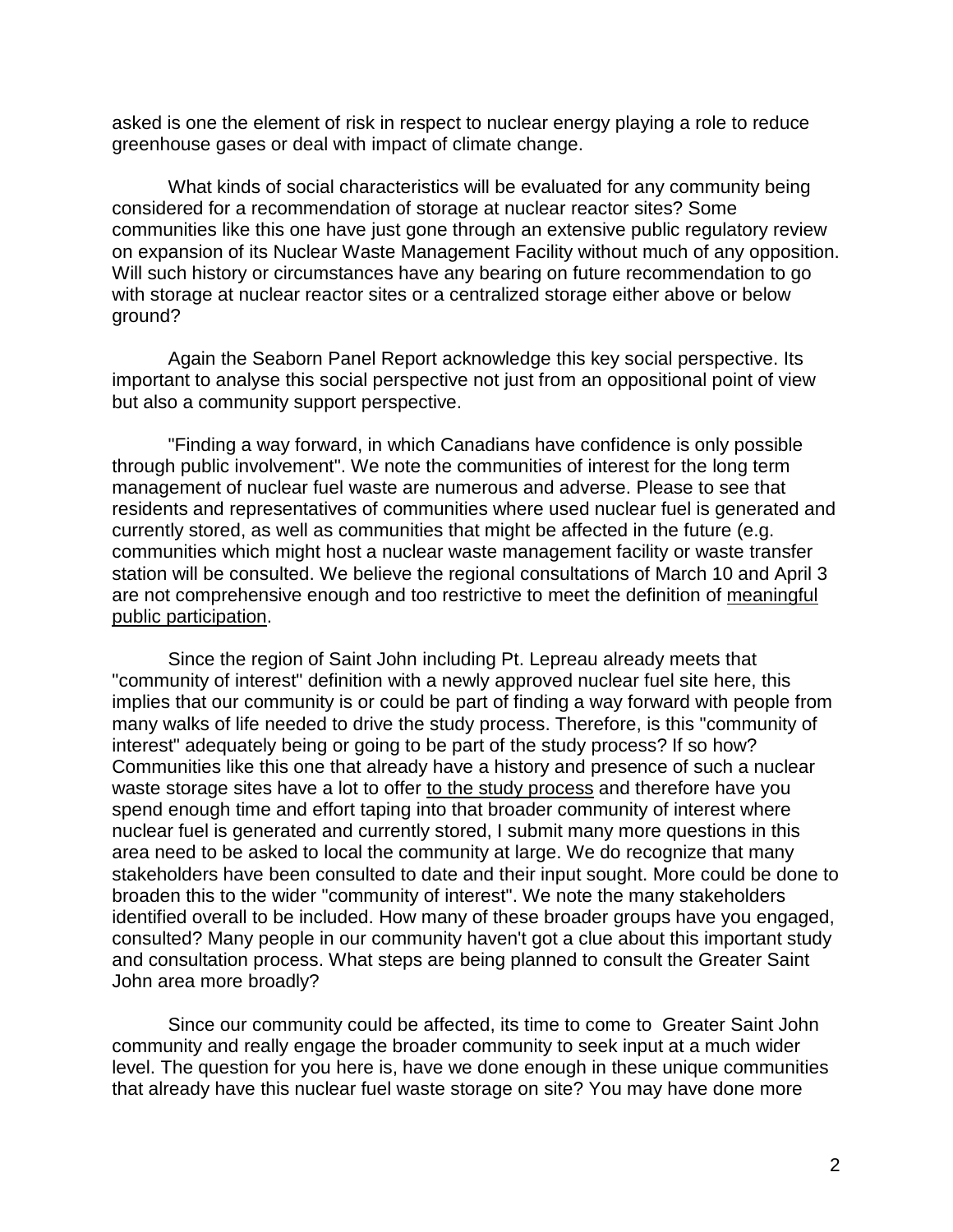asked is one the element of risk in respect to nuclear energy playing a role to reduce greenhouse gases or deal with impact of climate change.

What kinds of social characteristics will be evaluated for any community being considered for a recommendation of storage at nuclear reactor sites? Some communities like this one have just gone through an extensive public regulatory review on expansion of its Nuclear Waste Management Facility without much of any opposition. Will such history or circumstances have any bearing on future recommendation to go with storage at nuclear reactor sites or a centralized storage either above or below ground?

Again the Seaborn Panel Report acknowledge this key social perspective. Its important to analyse this social perspective not just from an oppositional point of view but also a community support perspective.

"Finding a way forward, in which Canadians have confidence is only possible through public involvement". We note the communities of interest for the long term management of nuclear fuel waste are numerous and adverse. Please to see that residents and representatives of communities where used nuclear fuel is generated and currently stored, as well as communities that might be affected in the future (e.g. communities which might host a nuclear waste management facility or waste transfer station will be consulted. We believe the regional consultations of March 10 and April 3 are not comprehensive enough and too restrictive to meet the definition of <u>meaningful public participation</u>.

Since the region of Saint John including Pt. Lepreau already meets that "community of interest" definition with a newly approved nuclear fuel site here, this implies that our community is or could be part of finding a way forward with people from many walks of life needed to drive the study process. Therefore, is this "community of interest" adequately being or going to be part of the study process? If so how? Communities like this one that already have a history and presence of such a nuclear waste storage sites have a lot to offer <u>to the study process</u> and therefore have you spend enough time and effort taping into that broader community of interest where nuclear fuel is generated and currently stored, I submit many more questions in this area need to be asked to local the community at large. We do recognize that many stakeholders have been consulted to date and their input sought. More could be done to broaden this to the wider "community of interest". We note the many stakeholders identified overall to be included. How many of these broader groups have you engaged, consulted? Many people in our community haven't got a clue about this important study and consultation process. What steps are being planned to consult the Greater Saint John area more broadly?

Since our community could be affected, its time to come to Greater Saint John community and really engage the broader community to seek input at a much wider level. The question for you here is, have we done enough in these unique communities that already have this nuclear fuel waste storage on site? You may have done more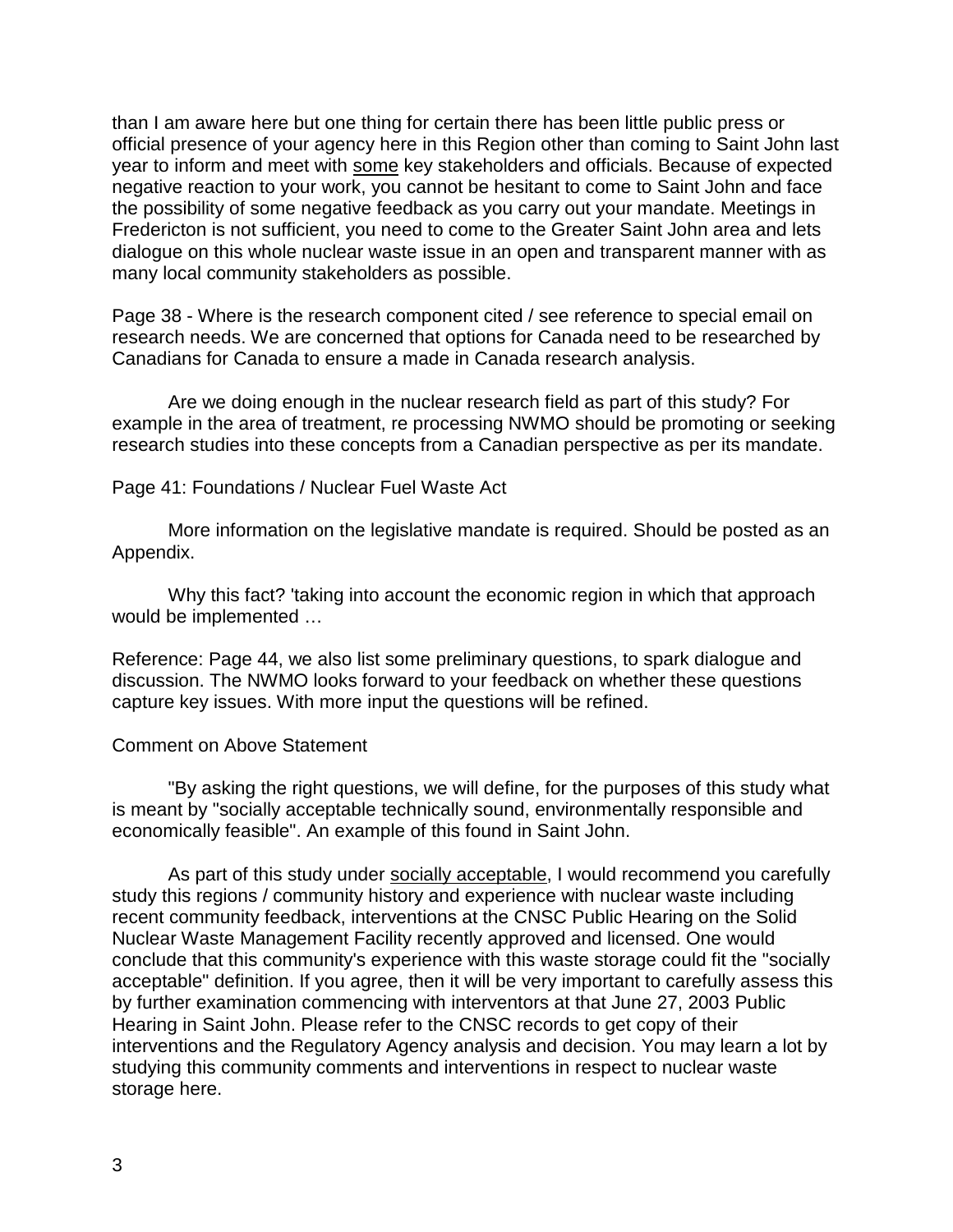than I am aware here but one thing for certain there has been little public press or official presence of your agency here in this Region other than coming to Saint John last year to inform and meet with <u>some</u> key stakeholders and officials. Because of expected negative reaction to your work, you cannot be hesitant to come to Saint John and face the possibility of some negative feedback as you carry out your mandate. Meetings in Fredericton is not sufficient, you need to come to the Greater Saint John area and lets dialogue on this whole nuclear waste issue in an open and transparent manner with as many local community stakeholders as possible.

Page 38 - Where is the research component cited / see reference to special email on research needs. We are concerned that options for Canada need to be researched by Canadians for Canada to ensure a made in Canada research analysis.

Are we doing enough in the nuclear research field as part of this study? For example in the area of treatment, re processing NWMO should be promoting or seeking research studies into these concepts from a Canadian perspective as per its mandate.

Page 41: Foundations / Nuclear Fuel Waste Act

More information on the legislative mandate is required. Should be posted as an Appendix.

Why this fact? 'taking into account the economic region in which that approach would be implemented …

Reference: Page 44, we also list some preliminary questions, to spark dialogue and discussion. The NWMO looks forward to your feedback on whether these questions capture key issues. With more input the questions will be refined.

Comment on Above Statement

"By asking the right questions, we will define, for the purposes of this study what is meant by "socially acceptable technically sound, environmentally responsible and economically feasible". An example of this found in Saint John.

As part of this study under <u>socially acceptable</u>, I would recommend you carefully study this regions / community history and experience with nuclear waste including recent community feedback, interventions at the CNSC Public Hearing on the Solid Nuclear Waste Management Facility recently approved and licensed. One would conclude that this community's experience with this waste storage could fit the "socially acceptable" definition. If you agree, then it will be very important to carefully assess this by further examination commencing with interventors at that June 27, 2003 Public Hearing in Saint John. Please refer to the CNSC records to get copy of their interventions and the Regulatory Agency analysis and decision. You may learn a lot by studying this community comments and interventions in respect to nuclear waste storage here.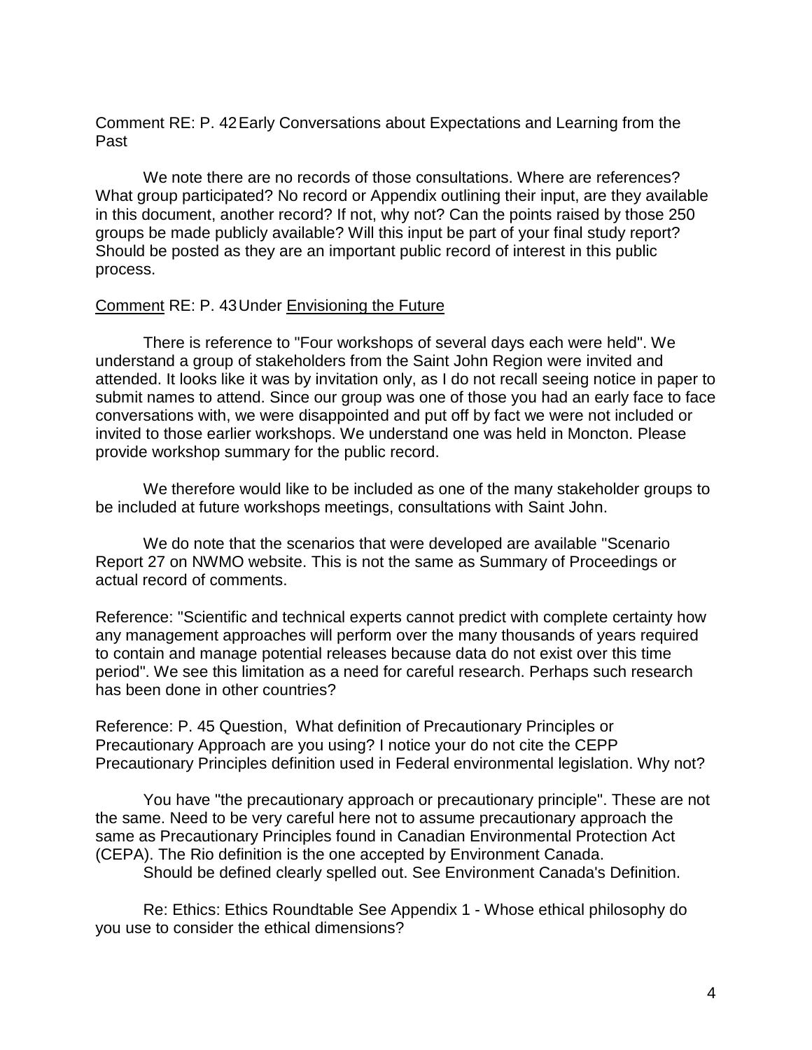Comment RE: P. 42 Early Conversations about Expectations and Learning from the Past

We note there are no records of those consultations. Where are references? What group participated? No record or Appendix outlining their input, are they available in this document, another record? If not, why not? Can the points raised by those 250 groups be made publicly available? Will this input be part of your final study report? Should be posted as they are an important public record of interest in this public process.

<u>Comment</u> RE: P. 43 Under <u>Envisioning the Future</u>

There is reference to "Four workshops of several days each were held". We understand a group of stakeholders from the Saint John Region were invited and attended. It looks like it was by invitation only, as I do not recall seeing notice in paper to submit names to attend. Since our group was one of those you had an early face to face conversations with, we were disappointed and put off by fact we were not included or invited to those earlier workshops. We understand one was held in Moncton. Please provide workshop summary for the public record.

We therefore would like to be included as one of the many stakeholder groups to be included at future workshops meetings, consultations with Saint John.

We do note that the scenarios that were developed are available "Scenario Report 27 on NWMO website. This is not the same as Summary of Proceedings or actual record of comments.

Reference: "Scientific and technical experts cannot predict with complete certainty how any management approaches will perform over the many thousands of years required to contain and manage potential releases because data do not exist over this time period". We see this limitation as a need for careful research. Perhaps such research has been done in other countries?

Reference: P. 45 Question, What definition of Precautionary Principles or Precautionary Approach are you using? I notice your do not cite the CEPP Precautionary Principles definition used in Federal environmental legislation. Why not?

You have "the precautionary approach or precautionary principle". These are not the same. Need to be very careful here not to assume precautionary approach the same as Precautionary Principles found in Canadian Environmental Protection Act (CEPA). The Rio definition is the one accepted by Environment Canada.
Should be defined clearly spelled out. See Environment Canada's Definition.

Re: Ethics: Ethics Roundtable See Appendix 1 - Whose ethical philosophy do you use to consider the ethical dimensions?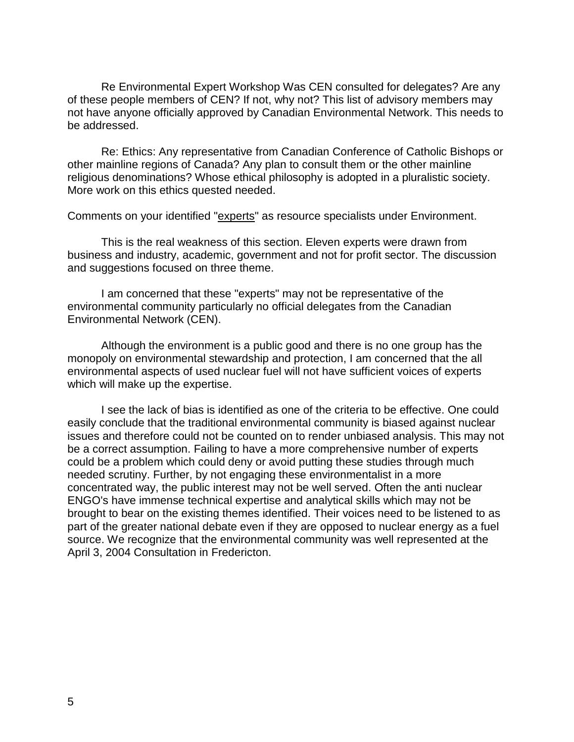Re Environmental Expert Workshop Was CEN consulted for delegates? Are any of these people members of CEN? If not, why not? This list of advisory members may not have anyone officially approved by Canadian Environmental Network. This needs to be addressed.

Re: Ethics: Any representative from Canadian Conference of Catholic Bishops or other mainline regions of Canada? Any plan to consult them or the other mainline religious denominations? Whose ethical philosophy is adopted in a pluralistic society. More work on this ethics quested needed.

Comments on your identified "experts" as resource specialists under Environment.

This is the real weakness of this section. Eleven experts were drawn from business and industry, academic, government and not for profit sector. The discussion and suggestions focused on three theme.

I am concerned that these "experts" may not be representative of the environmental community particularly no official delegates from the Canadian Environmental Network (CEN).

Although the environment is a public good and there is no one group has the monopoly on environmental stewardship and protection, I am concerned that the all environmental aspects of used nuclear fuel will not have sufficient voices of experts which will make up the expertise.

I see the lack of bias is identified as one of the criteria to be effective. One could easily conclude that the traditional environmental community is biased against nuclear issues and therefore could not be counted on to render unbiased analysis. This may not be a correct assumption. Failing to have a more comprehensive number of experts could be a problem which could deny or avoid putting these studies through much needed scrutiny. Further, by not engaging these environmentalist in a more concentrated way, the public interest may not be well served. Often the anti nuclear ENGO's have immense technical expertise and analytical skills which may not be brought to bear on the existing themes identified. Their voices need to be listened to as part of the greater national debate even if they are opposed to nuclear energy as a fuel source. We recognize that the environmental community was well represented at the April 3, 2004 Consultation in Fredericton.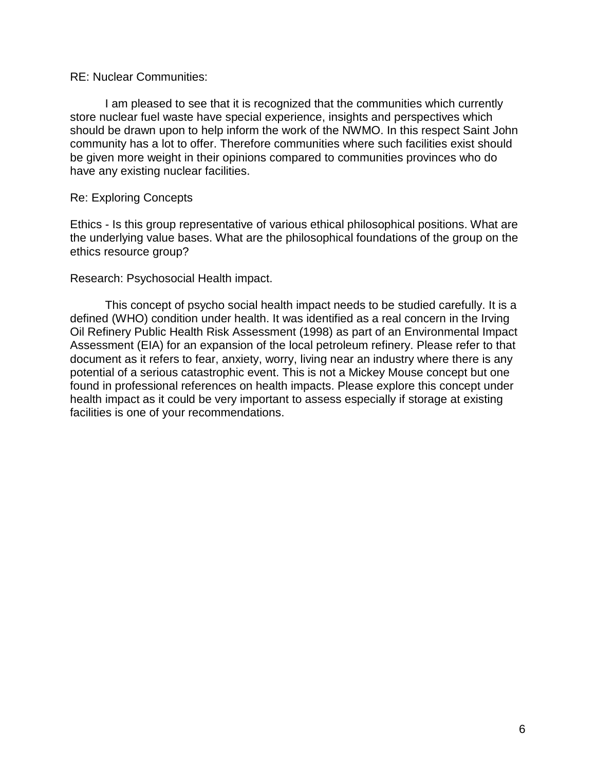RE: Nuclear Communities:

I am pleased to see that it is recognized that the communities which currently store nuclear fuel waste have special experience, insights and perspectives which should be drawn upon to help inform the work of the NWMO. In this respect Saint John community has a lot to offer. Therefore communities where such facilities exist should be given more weight in their opinions compared to communities provinces who do have any existing nuclear facilities.

Re: Exploring Concepts

Ethics - Is this group representative of various ethical philosophical positions. What are the underlying value bases. What are the philosophical foundations of the group on the ethics resource group?

Research: Psychosocial Health impact.

This concept of psycho social health impact needs to be studied carefully. It is a defined (WHO) condition under health. It was identified as a real concern in the Irving Oil Refinery Public Health Risk Assessment (1998) as part of an Environmental Impact Assessment (EIA) for an expansion of the local petroleum refinery. Please refer to that document as it refers to fear, anxiety, worry, living near an industry where there is any potential of a serious catastrophic event. This is not a Mickey Mouse concept but one found in professional references on health impacts. Please explore this concept under health impact as it could be very important to assess especially if storage at existing facilities is one of your recommendations.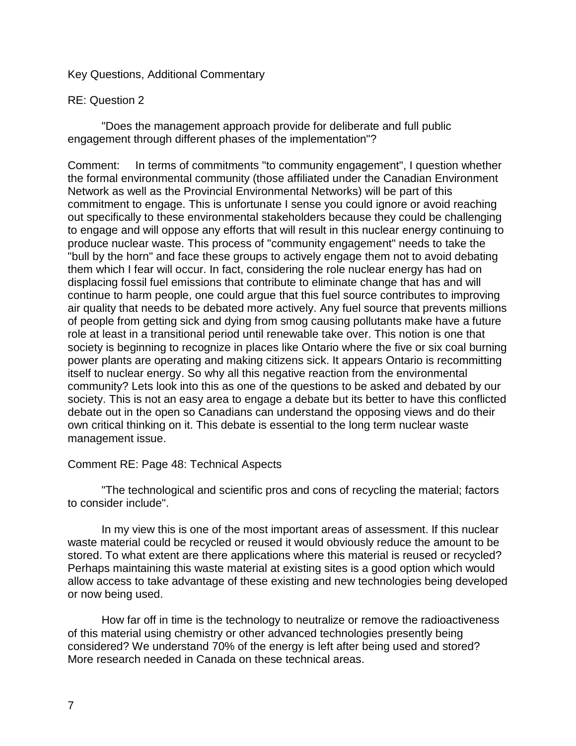Key Questions, Additional Commentary

RE: Question 2

"Does the management approach provide for deliberate and full public engagement through different phases of the implementation"?

Comment: In terms of commitments "to community engagement", I question whether the formal environmental community (those affiliated under the Canadian Environment Network as well as the Provincial Environmental Networks) will be part of this commitment to engage. This is unfortunate I sense you could ignore or avoid reaching out specifically to these environmental stakeholders because they could be challenging to engage and will oppose any efforts that will result in this nuclear energy continuing to produce nuclear waste. This process of "community engagement" needs to take the "bull by the horn" and face these groups to actively engage them not to avoid debating them which I fear will occur. In fact, considering the role nuclear energy has had on displacing fossil fuel emissions that contribute to eliminate change that has and will continue to harm people, one could argue that this fuel source contributes to improving air quality that needs to be debated more actively. Any fuel source that prevents millions of people from getting sick and dying from smog causing pollutants make have a future role at least in a transitional period until renewable take over. This notion is one that society is beginning to recognize in places like Ontario where the five or six coal burning power plants are operating and making citizens sick. It appears Ontario is recommitting itself to nuclear energy. So why all this negative reaction from the environmental community? Lets look into this as one of the questions to be asked and debated by our society. This is not an easy area to engage a debate but its better to have this conflicted debate out in the open so Canadians can understand the opposing views and do their own critical thinking on it. This debate is essential to the long term nuclear waste management issue.

Comment RE: Page 48: Technical Aspects

"The technological and scientific pros and cons of recycling the material; factors to consider include".

In my view this is one of the most important areas of assessment. If this nuclear waste material could be recycled or reused it would obviously reduce the amount to be stored. To what extent are there applications where this material is reused or recycled? Perhaps maintaining this waste material at existing sites is a good option which would allow access to take advantage of these existing and new technologies being developed or now being used.

How far off in time is the technology to neutralize or remove the radioactiveness of this material using chemistry or other advanced technologies presently being considered? We understand 70% of the energy is left after being used and stored? More research needed in Canada on these technical areas.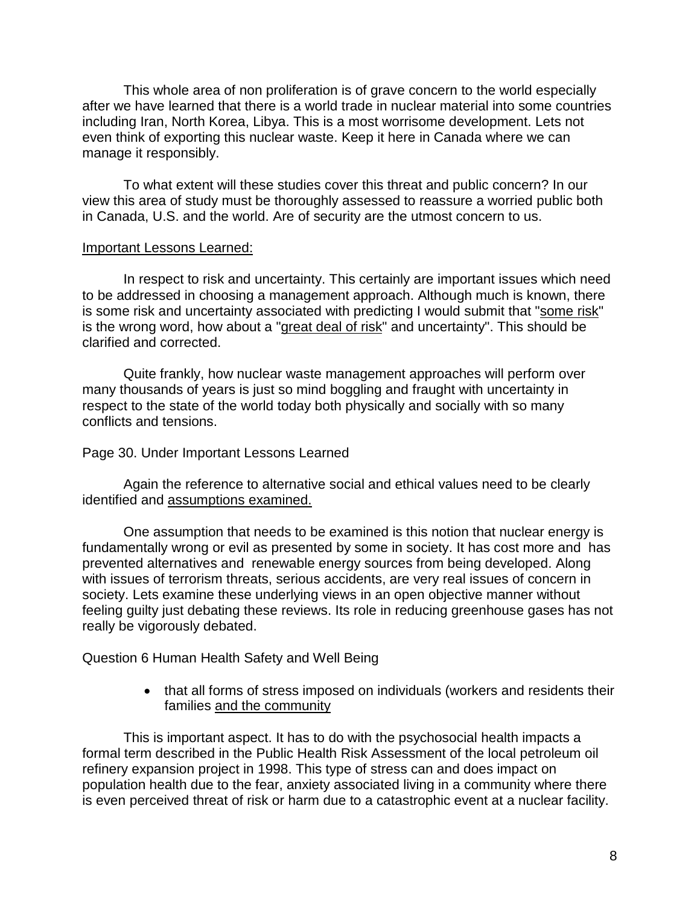This whole area of non proliferation is of grave concern to the world especially after we have learned that there is a world trade in nuclear material into some countries including Iran, North Korea, Libya. This is a most worrisome development. Lets not even think of exporting this nuclear waste. Keep it here in Canada where we can manage it responsibly.

To what extent will these studies cover this threat and public concern? In our view this area of study must be thoroughly assessed to reassure a worried public both in Canada, U.S. and the world. Are of security are the utmost concern to us.

<u>Important Lessons Learned:</u>

In respect to risk and uncertainty. This certainly are important issues which need to be addressed in choosing a management approach. Although much is known, there is some risk and uncertainty associated with predicting I would submit that "<u>some risk</u>" is the wrong word, how about a "<u>great deal of risk</u>" and uncertainty". This should be clarified and corrected.

Quite frankly, how nuclear waste management approaches will perform over many thousands of years is just so mind boggling and fraught with uncertainty in respect to the state of the world today both physically and socially with so many conflicts and tensions.

Page 30. Under Important Lessons Learned

Again the reference to alternative social and ethical values need to be clearly identified and <u>assumptions examined.</u>

One assumption that needs to be examined is this notion that nuclear energy is fundamentally wrong or evil as presented by some in society. It has cost more and has prevented alternatives and renewable energy sources from being developed. Along with issues of terrorism threats, serious accidents, are very real issues of concern in society. Lets examine these underlying views in an open objective manner without feeling guilty just debating these reviews. Its role in reducing greenhouse gases has not really be vigorously debated.

Question 6 Human Health Safety and Well Being

- that all forms of stress imposed on individuals (workers and residents their families <u>and the community</u>

This is important aspect. It has to do with the psychosocial health impacts a formal term described in the Public Health Risk Assessment of the local petroleum oil refinery expansion project in 1998. This type of stress can and does impact on population health due to the fear, anxiety associated living in a community where there is even perceived threat of risk or harm due to a catastrophic event at a nuclear facility.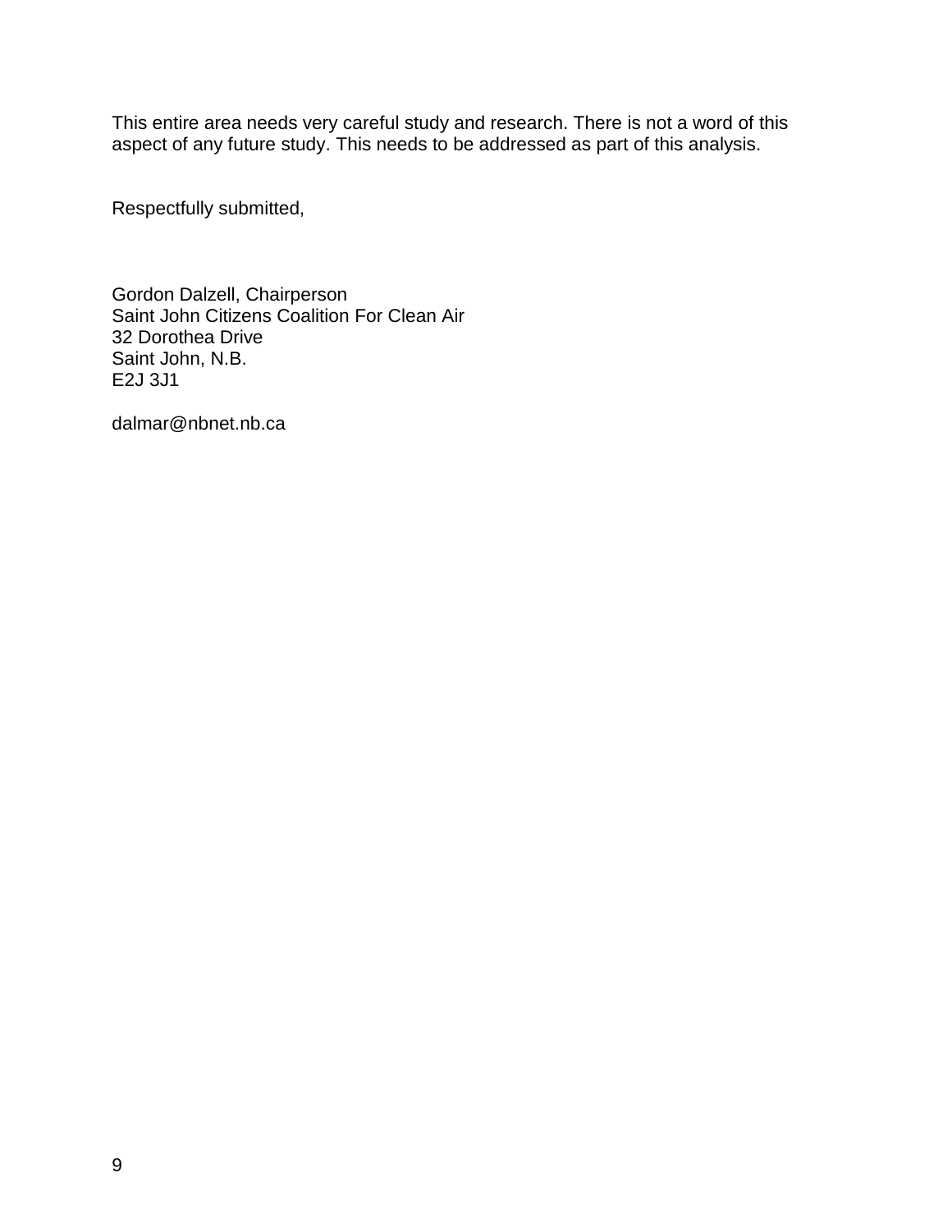This entire area needs very careful study and research. There is not a word of this aspect of any future study. This needs to be addressed as part of this analysis.

Respectfully submitted,

Gordon Dalzell, Chairperson  
Saint John Citizens Coalition For Clean Air  
32 Dorothea Drive  
Saint John, N.B.  
E2J 3J1

dalmar@nbnet.nb.ca